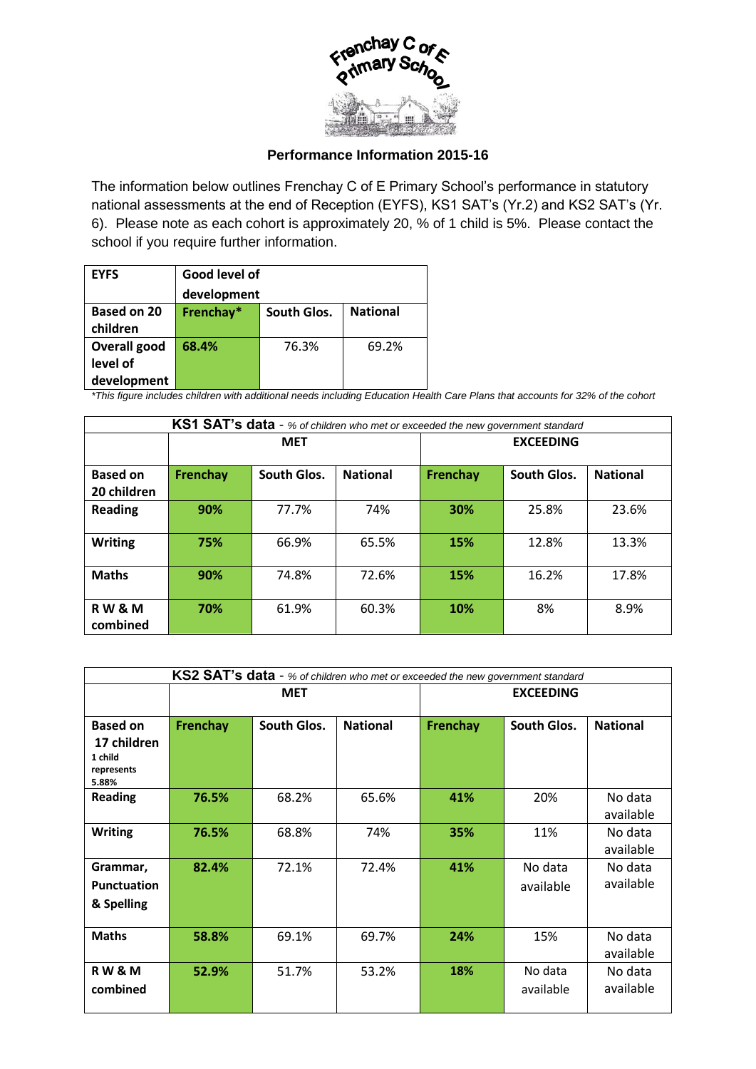# Performance Information 2015-16

The information below outlines Frenchay C of E Primary School's performance in statutory national assessments at the end of Reception (EYFS), KS1 SAT's (Yr.2) and KS2 SAT's (Yr. 6). Please note as each cohort is approximately 20, % of 1 child is 5%. Please contact the school if you require further information.

| **EYFS** | **Good level of development** | | |
|---|---|---|---|
| **Based on 20 children** | **Frenchay*** | **South Glos.** | **National** |
| **Overall good level of development** | **68.4%** | 76.3% | 69.2% |

*This figure includes children with additional needs including Education Health Care Plans that accounts for 32% of the cohort*

| **KS1 SAT's data** - *% of children who met or exceeded the new government standard* | | | | | | |
|---|---|---|---|---|---|---|
| | **MET** | | | **EXCEEDING** | | |
| **Based on 20 children** | **Frenchay** | **South Glos.** | **National** | **Frenchay** | **South Glos.** | **National** |
| **Reading** | **90%** | 77.7% | 74% | **30%** | 25.8% | 23.6% |
| **Writing** | **75%** | 66.9% | 65.5% | **15%** | 12.8% | 13.3% |
| **Maths** | **90%** | 74.8% | 72.6% | **15%** | 16.2% | 17.8% |
| **R W & M combined** | **70%** | 61.9% | 60.3% | **10%** | 8% | 8.9% |

| **KS2 SAT's data** - *% of children who met or exceeded the new government standard* | | | | | | |
|---|---|---|---|---|---|---|
| | **MET** | | | **EXCEEDING** | | |
| **Based on 17 children** 1 child represents 5.88% | **Frenchay** | **South Glos.** | **National** | **Frenchay** | **South Glos.** | **National** |
| **Reading** | **76.5%** | 68.2% | 65.6% | **41%** | 20% | No data available |
| **Writing** | **76.5%** | 68.8% | 74% | **35%** | 11% | No data available |
| **Grammar, Punctuation & Spelling** | **82.4%** | 72.1% | 72.4% | **41%** | No data available | No data available |
| **Maths** | **58.8%** | 69.1% | 69.7% | **24%** | 15% | No data available |
| **R W & M combined** | **52.9%** | 51.7% | 53.2% | **18%** | No data available | No data available |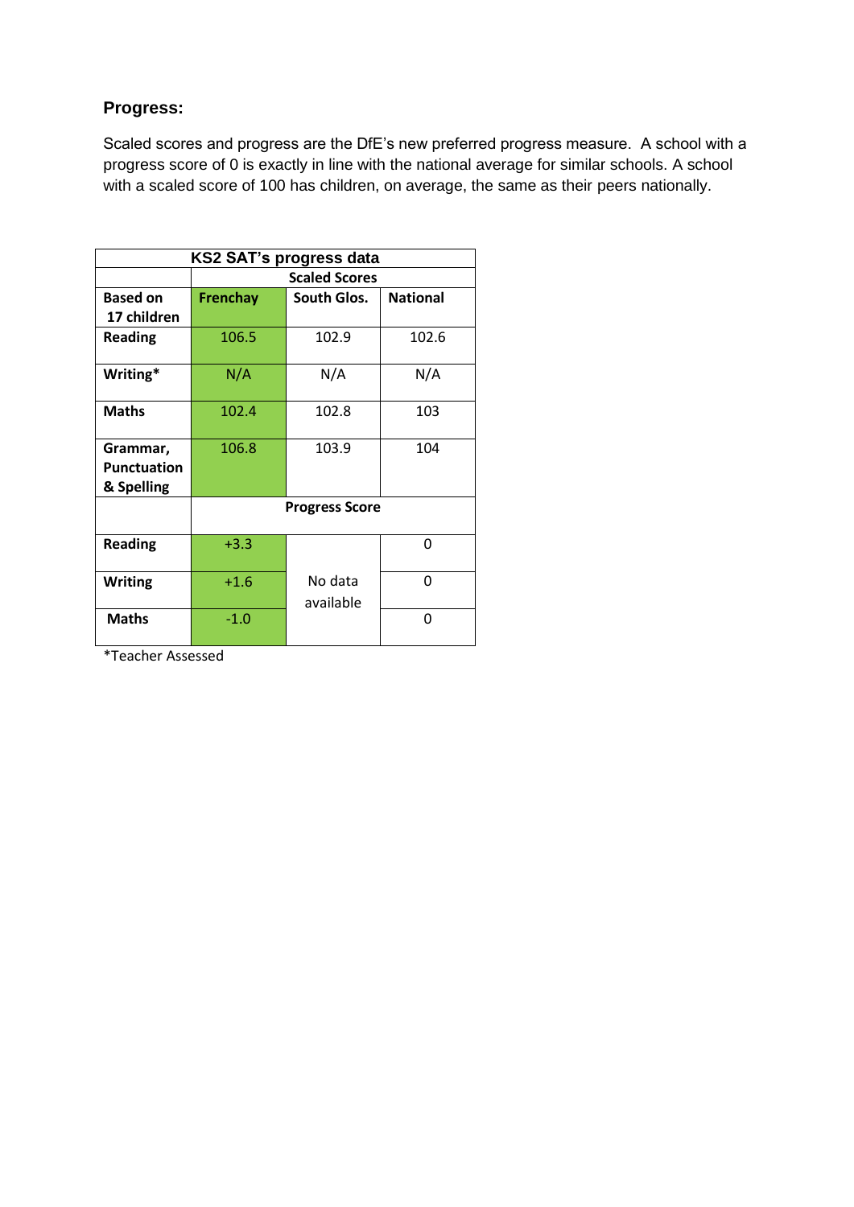## Progress:

Scaled scores and progress are the DfE's new preferred progress measure. A school with a progress score of 0 is exactly in line with the national average for similar schools. A school with a scaled score of 100 has children, on average, the same as their peers nationally.

| KS2 SAT's progress data | | | |
|---|---|---|---|
| | Scaled Scores | | |
| **Based on 17 children** | **Frenchay** | **South Glos.** | **National** |
| **Reading** | 106.5 | 102.9 | 102.6 |
| **Writing*** | N/A | N/A | N/A |
| **Maths** | 102.4 | 102.8 | 103 |
| **Grammar, Punctuation & Spelling** | 106.8 | 103.9 | 104 |
| | **Progress Score** | | |
| **Reading** | +3.3 | No data available | 0 |
| **Writing** | +1.6 | | 0 |
| **Maths** | -1.0 | | 0 |

*Teacher Assessed